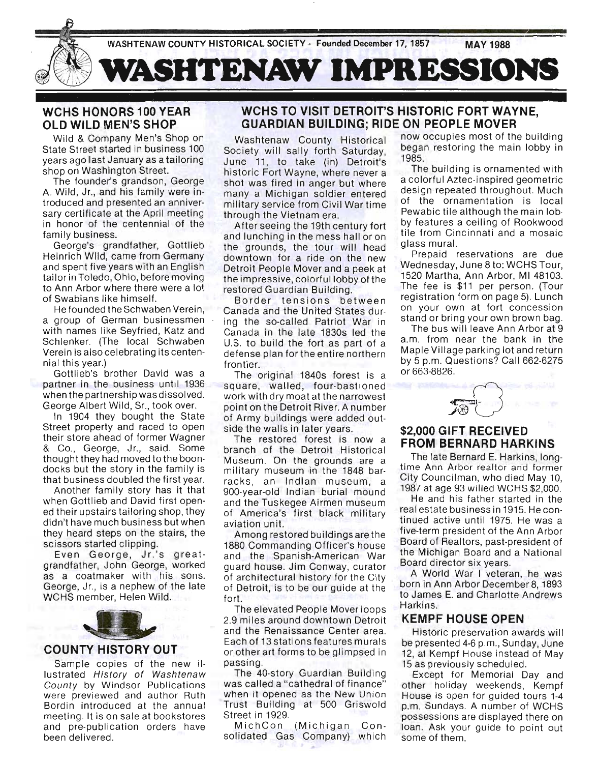WASHTENAW COUNTY HISTORICAL SOCIETY - Founded December 17, 1857 MAY 1988

# WASHTENAW IMPRESSIONS

## WCHS HONORS 100 YEAR OLD WILD MEN'S SHOP

Wild & Company Men's Shop on State Street started in business 100 years ago last January as a tailoring shop on Washington Street.

The founder's grandson, George A. Wild, Jr., and his family were introduced and presented an anniversary certificate at the April meeting in honor of the centennial of the family business.

George's grandfather, Gottlieb Heinrich Wild, came from Germany and spent five years with an English tailor in Toledo, Ohio, before moving to Ann Arbor where there were a lot of Swabians like himself.

He founded the Schwaben Verein, a group of German businessmen with names like Seyfried, Katz and Schlenker. (The local Schwaben Verein is also celebrating its centennial this year.)

Gottlieb's brother David was a partner in the business until 1936 when the partnership was dissolved. George Albert Wild, Sr., took over.

In 1904 they bought the State Street property and raced to open their store ahead of former Wagner & Co., George, Jr., said. Some thought they had moved to the boondocks but the story in the family is that business doubled the first year.

Another family story has it that when Gottlieb and David first opened their upstairs tailoring shop, they didn't have much business but when they heard steps on the stairs, the scissors started clipping.

Even George, Jr.'s great-grandfather, John George, worked as a coatmaker with his sons. George, Jr., is a nephew of the late WCHS member, Helen Wild.

## COUNTY HISTORY OUT

Sample copies of the new illustrated *History of Washtenaw County* by Windsor Publications were previewed and author Ruth Bordin introduced at the annual meeting. It is on sale at bookstores and pre-publication orders have been delivered.

## WCHS TO VISIT DETROIT'S HISTORIC FORT WAYNE, GUARDIAN BUILDING; RIDE ON PEOPLE MOVER

Washtenaw County Historical Society will sally forth Saturday, June 11, to take (in) Detroit's historic Fort Wayne, where never a shot was fired in anger but where many a Michigan soldier entered military service from Civil War time through the Vietnam era.

After seeing the 19th century fort and lunching in the mess hall or on the grounds, the tour will head downtown for a ride on the new Detroit People Mover and a peek at the impressive, colorful lobby of the restored Guardian Building.

Border tensions between Canada and the United States during the so-called Patriot War in Canada in the late 1830s led the U.S. to build the fort as part of a defense plan for the entire northern frontier.

The original 1840s forest is a square, walled, four-bastioned work with dry moat at the narrowest point on the Detroit River. A number of Army buildings were added outside the walls in later years.

The restored forest is now a branch of the Detroit Historical Museum. On the grounds are a military museum in the 1848 barracks, an Indian museum, a 900-year-old Indian burial mound and the Tuskegee Airmen museum of America's first black military aviation unit.

Among restored buildings are the 1880 Commanding Officer's house and the Spanish-American War guard house. Jim Conway, curator of architectural history for the City of Detroit, is to be our guide at the fort.

The elevated People Mover loops 2.9 miles around downtown Detroit and the Renaissance Center area. Each of 13 stations features murals or other art forms to be glimpsed in passing.

The 40-story Guardian Building was called a "cathedral of finance" when it opened as the New Union Trust Building at 500 Griswold Street in 1929.

MichCon (Michigan Consolidated Gas Company) which now occupies most of the building began restoring the main lobby in 1985.

The building is ornamented with a colorful Aztec-inspired geometric design repeated throughout. Much of the ornamentation is local Pewabic tile although the main lobby features a ceiling of Rookwood tile from Cincinnati and a mosaic glass mural.

Prepaid reservations are due Wednesday, June 8 to: WCHS Tour, 1520 Martha, Ann Arbor, MI 48103. The fee is $11 per person. (Tour registration form on page 5). Lunch on your own at fort concession stand or bring your own brown bag.

The bus will leave Ann Arbor at 9 a.m. from near the bank in the Maple Village parking lot and return by 5 p.m. Questions? Call 662-6275 or 663-8826.

## $2,000 GIFT RECEIVED FROM BERNARD HARKINS

The late Bernard E. Harkins, longtime Ann Arbor realtor and former City Councilman, who died May 10, 1987 at age 93 willed WCHS $2,000.

He and his father started in the real estate business in 1915. He continued active until 1975. He was a five-term president of the Ann Arbor Board of Realtors, past-president of the Michigan Board and a National Board director six years.

A World War I veteran, he was born in Ann Arbor December 8, 1893 to James E. and Charlotte Andrews Harkins.

## KEMPF HOUSE OPEN

Historic preservation awards will be presented 4-6 p.m., Sunday, June 12, at Kempf House instead of May 15 as previously scheduled.

Except for Memorial Day and other holiday weekends, Kempf House is open for guided tours 1-4 p.m. Sundays. A number of WCHS possessions are displayed there on loan. Ask your guide to point out some of them.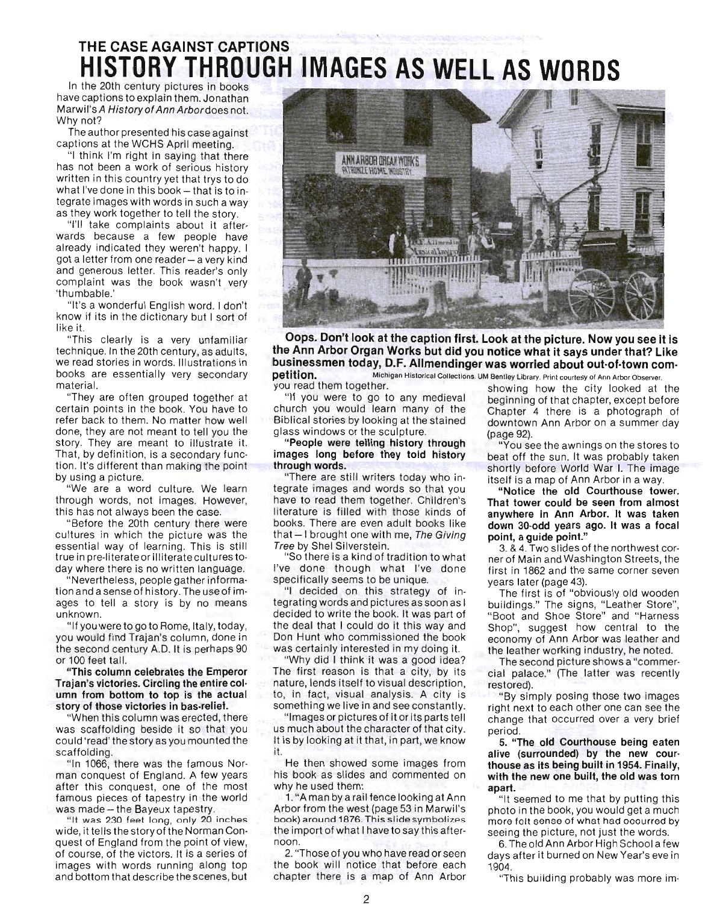## THE CASE AGAINST CAPTIONS

# HISTORY THROUGH IMAGES AS WELL AS WORDS

In the 20th century pictures in books have captions to explain them. Jonathan Marwil's *A History of Ann Arbor* does not. Why not?

The author presented his case against captions at the WCHS April meeting.

"I think I'm right in saying that there has not been a work of serious history written in this country yet that trys to do what I've done in this book – that is to integrate images with words in such a way as they work together to tell the story.

"I'll take complaints about it afterwards because a few people have already indicated they weren't happy. I got a letter from one reader – a very kind and generous letter. This reader's only complaint was the book wasn't very 'thumbable.'

"It's a wonderful English word. I don't know if its in the dictionary but I sort of like it.

"This clearly is a very unfamiliar technique. In the 20th century, as adults, we read stories in words. Illustrations in books are essentially very secondary material.

"They are often grouped together at certain points in the book. You have to refer back to them. No matter how well done, they are not meant to tell you the story. They are meant to illustrate it. That, by definition, is a secondary function. It's different than making the point by using a picture.

"We are a word culture. We learn through words, not images. However, this has not always been the case.

"Before the 20th century there were cultures in which the picture was the essential way of learning. This is still true in pre-literate or illiterate cultures today where there is no written language.

"Nevertheless, people gather information and a sense of history. The use of images to tell a story is by no means unknown.

"If you were to go to Rome, Italy, today, you would find Trajan's column, done in the second century A.D. It is perhaps 90 or 100 feet tall.

**"This column celebrates the Emperor Trajan's victories. Circling the entire column from bottom to top is the actual story of those victories in bas-relief.**

"When this column was erected, there was scaffolding beside it so that you could 'read' the story as you mounted the scaffolding.

"In 1066, there was the famous Norman conquest of England. A few years after this conquest, one of the most famous pieces of tapestry in the world was made – the Bayeux tapestry.

"It was 230 feet long, only 20 inches wide, it tells the story of the Norman Conquest of England from the point of view, of course, of the victors. It is a series of images with words running along top and bottom that describe the scenes, but you read them together.

**Oops. Don't look at the caption first. Look at the picture. Now you see it is the Ann Arbor Organ Works but did you notice what it says under that? Like businessmen today, D.F. Allmendinger was worried about out-of-town competition.** Michigan Historical Collections, UM Bentley Library. Print courtesy of Ann Arbor Observer.

"If you were to go to any medieval church you would learn many of the Biblical stories by looking at the stained glass windows or the sculpture.

**"People were telling history through images long before they told history through words.**

"There are still writers today who integrate images and words so that you have to read them together. Children's literature is filled with those kinds of books. There are even adult books like that – I brought one with me, *The Giving Tree* by Shel Silverstein.

"So there is a kind of tradition to what I've done though what I've done specifically seems to be unique.

"I decided on this strategy of integrating words and pictures as soon as I decided to write the book. It was part of the deal that I could do it this way and Don Hunt who commissioned the book was certainly interested in my doing it.

"Why did I think it was a good idea? The first reason is that a city, by its nature, lends itself to visual description, to, in fact, visual analysis. A city is something we live in and see constantly.

"Images or pictures of it or its parts tell us much about the character of that city. It is by looking at it that, in part, we know it.

He then showed some images from his book as slides and commented on why he used them:

1. "A man by a rail fence looking at Ann Arbor from the west (page 53 in Marwil's book) around 1876. This slide symbolizes the import of what I have to say this afternoon.

2. "Those of you who have read or seen the book will notice that before each chapter there is a map of Ann Arbor showing how the city looked at the beginning of that chapter, except before Chapter 4 there is a photograph of downtown Ann Arbor on a summer day (page 92).

"You see the awnings on the stores to beat off the sun. It was probably taken shortly before World War I. The image itself is a map of Ann Arbor in a way.

**"Notice the old Courthouse tower. That tower could be seen from almost anywhere in Ann Arbor. It was taken down 30-odd years ago. It was a focal point, a guide point."**

3. & 4. Two slides of the northwest corner of Main and Washington Streets, the first in 1862 and the same corner seven years later (page 43).

The first is of "obviously old wooden buildings." The signs, "Leather Store", "Boot and Shoe Store" and "Harness Shop", suggest how central to the economy of Ann Arbor was leather and the leather working industry, he noted.

The second picture shows a "commercial palace." (The latter was recently restored).

"By simply posing those two images right next to each other one can see the change that occurred over a very brief period.

**5. "The old Courthouse being eaten alive (surrounded) by the new courthouse as its being built in 1954. Finally, with the new one built, the old was torn apart.**

"It seemed to me that by putting this photo in the book, you would get a much more felt sense of what had occurred by seeing the picture, not just the words.

6. The old Ann Arbor High School a few days after it burned on New Year's eve in 1904.

"This building probably was more im-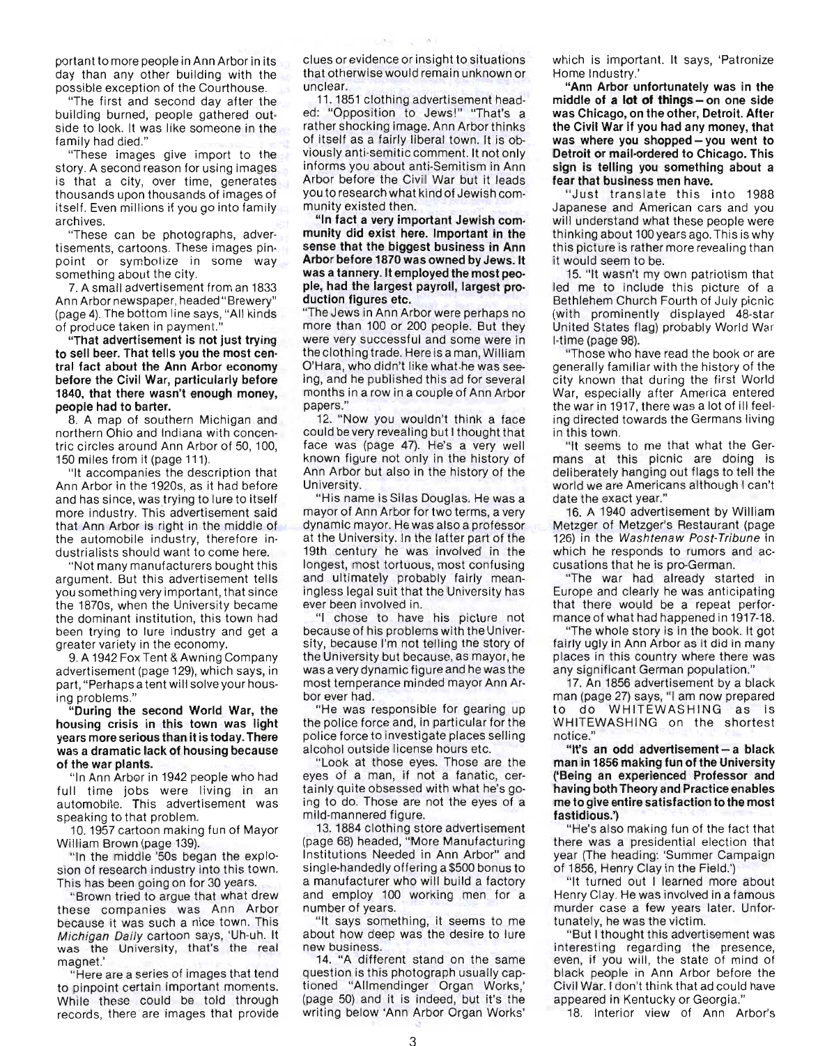portant to more people in Ann Arbor in its day than any other building with the possible exception of the Courthouse.

"The first and second day after the building burned, people gathered outside to look. It was like someone in the family had died."

"These images give import to the story. A second reason for using images is that a city, over time, generates thousands upon thousands of images of itself. Even millions if you go into family archives.

"These can be photographs, advertisements, cartoons. These images pinpoint or symbolize in some way something about the city.

7. A small advertisement from an 1833 Ann Arbor newspaper, headed "Brewery" (page 4). The bottom line says, "All kinds of produce taken in payment."

**"That advertisement is not just trying to sell beer. That tells you the most central fact about the Ann Arbor economy before the Civil War, particularly before 1840, that there wasn't enough money, people had to barter.**

8. A map of southern Michigan and northern Ohio and Indiana with concentric circles around Ann Arbor of 50, 100, 150 miles from it (page 111).

"It accompanies the description that Ann Arbor in the 1920s, as it had before and has since, was trying to lure to itself more industry. This advertisement said that Ann Arbor is right in the middle of the automobile industry, therefore industrialists should want to come here.

"Not many manufacturers bought this argument. But this advertisement tells you something very important, that since the 1870s, when the University became the dominant institution, this town had been trying to lure industry and get a greater variety in the economy.

9. A 1942 Fox Tent & Awning Company advertisement (page 129), which says, in part, "Perhaps a tent will solve your housing problems."

**"During the second World War, the housing crisis in this town was light years more serious than it is today. There was a dramatic lack of housing because of the war plants.**

"In Ann Arbor in 1942 people who had full time jobs were living in an automobile. This advertisement was speaking to that problem.

10. 1957 cartoon making fun of Mayor William Brown (page 139).

"In the middle '50s began the explosion of research industry into this town. This has been going on for 30 years.

"Brown tried to argue that what drew these companies was Ann Arbor because it was such a nice town. This *Michigan Daily* cartoon says, 'Uh-uh. It was the University, that's the real magnet.'

"Here are a series of images that tend to pinpoint certain important moments. While these could be told through records, there are images that provide clues or evidence or insight to situations that otherwise would remain unknown or unclear.

11. 1851 clothing advertisement headed: "Opposition to Jews!" "That's a rather shocking image. Ann Arbor thinks of itself as a fairly liberal town. It is obviously anti-semitic comment. It not only informs you about anti-Semitism in Ann Arbor before the Civil War but it leads you to research what kind of Jewish community existed then.

**"In fact a very important Jewish community did exist here. Important in the sense that the biggest business in Ann Arbor before 1870 was owned by Jews. It was a tannery. It employed the most people, had the largest payroll, largest production figures etc.**

"The Jews in Ann Arbor were perhaps no more than 100 or 200 people. But they were very successful and some were in the clothing trade. Here is a man, William O'Hara, who didn't like what he was seeing, and he published this ad for several months in a row in a couple of Ann Arbor papers."

12. "Now you wouldn't think a face could be very revealing but I thought that face was (page 47). He's a very well known figure not only in the history of Ann Arbor but also in the history of the University.

"His name is Silas Douglas. He was a mayor of Ann Arbor for two terms, a very dynamic mayor. He was also a professor at the University. In the latter part of the 19th century he was involved in the longest, most tortuous, most confusing and ultimately probably fairly meaningless legal suit that the University has ever been involved in.

"I chose to have his picture not because of his problems with the University, because I'm not telling the story of the University but because, as mayor, he was a very dynamic figure and he was the most temperance minded mayor Ann Arbor ever had.

"He was responsible for gearing up the police force and, in particular for the police force to investigate places selling alcohol outside license hours etc.

"Look at those eyes. Those are the eyes of a man, if not a fanatic, certainly quite obsessed with what he's going to do. Those are not the eyes of a mild-mannered figure.

13. 1884 clothing store advertisement (page 68) headed, "More Manufacturing Institutions Needed in Ann Arbor" and single-handedly offering a $500 bonus to a manufacturer who will build a factory and employ 100 working men for a number of years.

"It says something, it seems to me about how deep was the desire to lure new business.

14. "A different stand on the same question is this photograph usually captioned "Allmendinger Organ Works,' (page 50) and it is indeed, but it's the writing below 'Ann Arbor Organ Works' which is important. It says, 'Patronize Home Industry.'

**"Ann Arbor unfortunately was in the middle of a lot of things — on one side was Chicago, on the other, Detroit. After the Civil War if you had any money, that was where you shopped — you went to Detroit or mail-ordered to Chicago. This sign is telling you something about a fear that business men have.**

"Just translate this into 1988 Japanese and American cars and you will understand what these people were thinking about 100 years ago. This is why this picture is rather more revealing than it would seem to be.

15. "It wasn't my own patriotism that led me to include this picture of a Bethlehem Church Fourth of July picnic (with prominently displayed 48-star United States flag) probably World War I-time (page 98).

"Those who have read the book or are generally familiar with the history of the city known that during the first World War, especially after America entered the war in 1917, there was a lot of ill feeling directed towards the Germans living in this town.

"It seems to me that what the Germans at this picnic are doing is deliberately hanging out flags to tell the world we are Americans although I can't date the exact year."

16. A 1940 advertisement by William Metzger of Metzger's Restaurant (page 126) in the *Washtenaw Post-Tribune* in which he responds to rumors and accusations that he is pro-German.

"The war had already started in Europe and clearly he was anticipating that there would be a repeat performance of what had happened in 1917-18.

"The whole story is in the book. It got fairly ugly in Ann Arbor as it did in many places in this country where there was any significant German population."

17. An 1856 advertisement by a black man (page 27) says, "I am now prepared to do WHITEWASHING as is WHITEWASHING on the shortest notice."

**"It's an odd advertisement — a black man in 1856 making fun of the University ('Being an experienced Professor and having both Theory and Practice enables me to give entire satisfaction to the most fastidious.')**

"He's also making fun of the fact that there was a presidential election that year (The heading: 'Summer Campaign of 1856, Henry Clay in the Field.')

"It turned out I learned more about Henry Clay. He was involved in a famous murder case a few years later. Unfortunately, he was the victim.

"But I thought this advertisement was interesting regarding the presence, even, if you will, the state of mind of black people in Ann Arbor before the Civil War. I don't think that ad could have appeared in Kentucky or Georgia."

18. Interior view of Ann Arbor's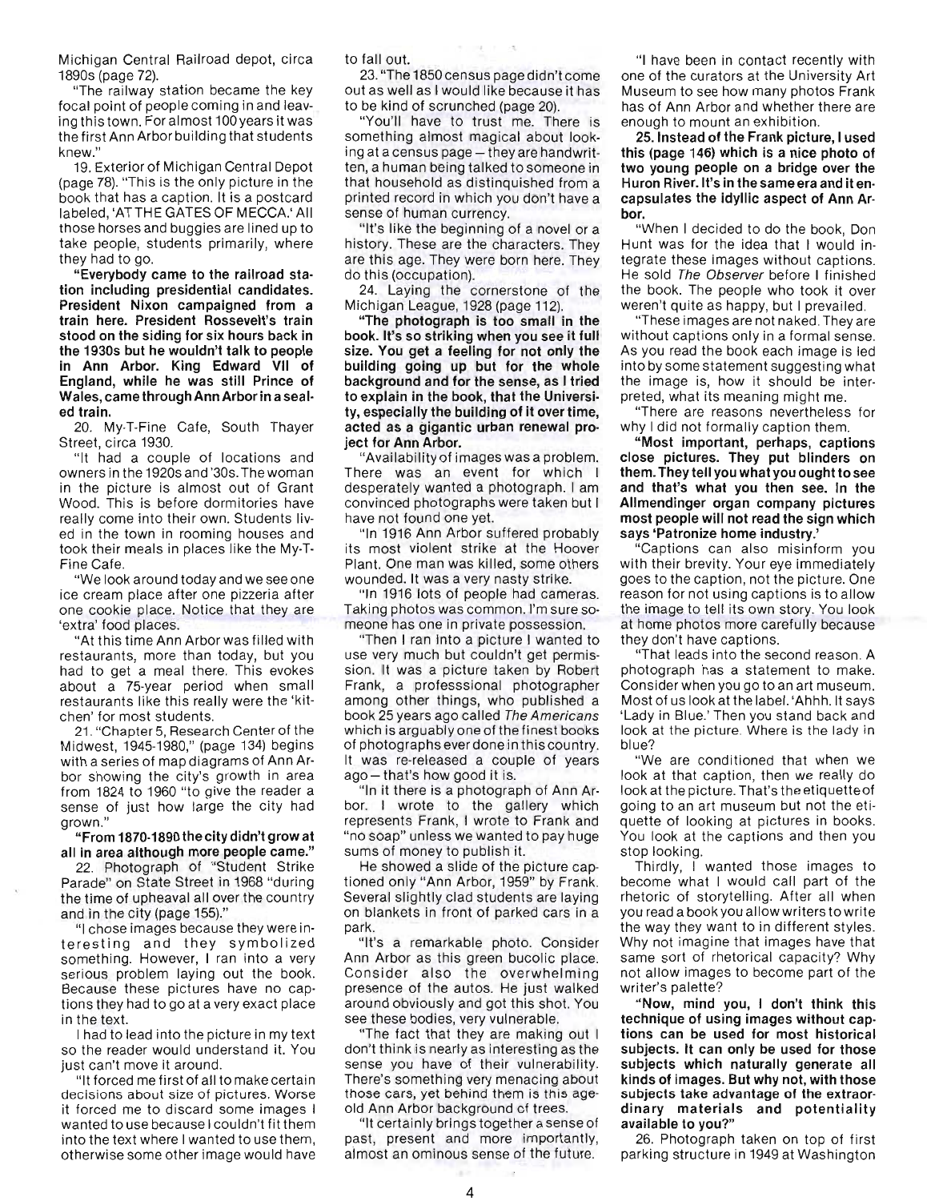Michigan Central Railroad depot, circa 1890s (page 72).

"The railway station became the key focal point of people coming in and leaving this town. For almost 100 years it was the first Ann Arbor building that students knew."

19. Exterior of Michigan Central Depot (page 78). "This is the only picture in the book that has a caption. It is a postcard labeled, 'AT THE GATES OF MECCA.' All those horses and buggies are lined up to take people, students primarily, where they had to go.

**"Everybody came to the railroad station including presidential candidates. President Nixon campaigned from a train here. President Rossevelt's train stood on the siding for six hours back in the 1930s but he wouldn't talk to people in Ann Arbor. King Edward VII of England, while he was still Prince of Wales, came through Ann Arbor in a sealed train.**

20. My-T-Fine Cafe, South Thayer Street, circa 1930.

"It had a couple of locations and owners in the 1920s and '30s. The woman in the picture is almost out of Grant Wood. This is before dormitories have really come into their own. Students lived in the town in rooming houses and took their meals in places like the My-T-Fine Cafe.

"We look around today and we see one ice cream place after one pizzeria after one cookie place. Notice that they are 'extra' food places.

"At this time Ann Arbor was filled with restaurants, more than today, but you had to get a meal there. This evokes about a 75-year period when small restaurants like this really were the 'kitchen' for most students.

21. "Chapter 5, Research Center of the Midwest, 1945-1980," (page 134) begins with a series of map diagrams of Ann Arbor showing the city's growth in area from 1824 to 1960 "to give the reader a sense of just how large the city had grown."

**"From 1870-1890 the city didn't grow at all in area although more people came."**

22. Photograph of "Student Strike Parade" on State Street in 1968 "during the time of upheaval all over the country and in the city (page 155)."

"I chose images because they were interesting and they symbolized something. However, I ran into a very serious problem laying out the book. Because these pictures have no captions they had to go at a very exact place in the text.

I had to lead into the picture in my text so the reader would understand it. You just can't move it around.

"It forced me first of all to make certain decisions about size of pictures. Worse it forced me to discard some images I wanted to use because I couldn't fit them into the text where I wanted to use them, otherwise some other image would have to fall out.

23. "The 1850 census page didn't come out as well as I would like because it has to be kind of scrunched (page 20).

"You'll have to trust me. There is something almost magical about looking at a census page — they are handwritten, a human being talked to someone in that household as distinguished from a printed record in which you don't have a sense of human currency.

"It's like the beginning of a novel or a history. These are the characters. They are this age. They were born here. They do this (occupation).

24. Laying the cornerstone of the Michigan League, 1928 (page 112).

**"The photograph is too small in the book. It's so striking when you see it full size. You get a feeling for not only the building going up but for the whole background and for the sense, as I tried to explain in the book, that the University, especially the building of it over time, acted as a gigantic urban renewal project for Ann Arbor.**

"Availability of images was a problem. There was an event for which I desperately wanted a photograph. I am convinced photographs were taken but I have not found one yet.

"In 1916 Ann Arbor suffered probably its most violent strike at the Hoover Plant. One man was killed, some others wounded. It was a very nasty strike.

"In 1916 lots of people had cameras. Taking photos was common. I'm sure someone has one in private possession.

"Then I ran into a picture I wanted to use very much but couldn't get permission. It was a picture taken by Robert Frank, a professsional photographer among other things, who published a book 25 years ago called *The Americans* which is arguably one of the finest books of photographs ever done in this country. It was re-released a couple of years ago — that's how good it is.

"In it there is a photograph of Ann Arbor. I wrote to the gallery which represents Frank, I wrote to Frank and "no soap" unless we wanted to pay huge sums of money to publish it.

He showed a slide of the picture captioned only "Ann Arbor, 1959" by Frank. Several slightly clad students are laying on blankets in front of parked cars in a park.

"It's a remarkable photo. Consider Ann Arbor as this green bucolic place. Consider also the overwhelming presence of the autos. He just walked around obviously and got this shot. You see these bodies, very vulnerable.

"The fact that they are making out I don't think is nearly as interesting as the sense you have of their vulnerability. There's something very menacing about those cars, yet behind them is this age-old Ann Arbor background of trees.

"It certainly brings together a sense of past, present and more importantly, almost an ominous sense of the future.

"I have been in contact recently with one of the curators at the University Art Museum to see how many photos Frank has of Ann Arbor and whether there are enough to mount an exhibition.

**25. Instead of the Frank picture, I used this (page 146) which is a nice photo of two young people on a bridge over the Huron River. It's in the same era and it encapsulates the idyllic aspect of Ann Arbor.**

"When I decided to do the book, Don Hunt was for the idea that I would integrate these images without captions. He sold *The Observer* before I finished the book. The people who took it over weren't quite as happy, but I prevailed.

"These images are not naked. They are without captions only in a formal sense. As you read the book each image is led into by some statement suggesting what the image is, how it should be interpreted, what its meaning might me.

"There are reasons nevertheless for why I did not formally caption them.

**"Most important, perhaps, captions close pictures. They put blinders on them. They tell you what you ought to see and that's what you then see. In the Allmendinger organ company pictures most people will not read the sign which says 'Patronize home industry.'**

"Captions can also misinform you with their brevity. Your eye immediately goes to the caption, not the picture. One reason for not using captions is to allow the image to tell its own story. You look at home photos more carefully because they don't have captions.

"That leads into the second reason. A photograph has a statement to make. Consider when you go to an art museum. Most of us look at the label. 'Ahhh. It says 'Lady in Blue.' Then you stand back and look at the picture. Where is the lady in blue?

"We are conditioned that when we look at that caption, then we really do look at the picture. That's the etiquette of going to an art museum but not the etiquette of looking at pictures in books. You look at the captions and then you stop looking.

Thirdly, I wanted those images to become what I would call part of the rhetoric of storytelling. After all when you read a book you allow writers to write the way they want to in different styles. Why not imagine that images have that same sort of rhetorical capacity? Why not allow images to become part of the writer's palette?

**"Now, mind you, I don't think this technique of using images without captions can be used for most historical subjects. It can only be used for those subjects which naturally generate all kinds of images. But why not, with those subjects take advantage of the extraordinary materials and potentiality available to you?"**

26. Photograph taken on top of first parking structure in 1949 at Washington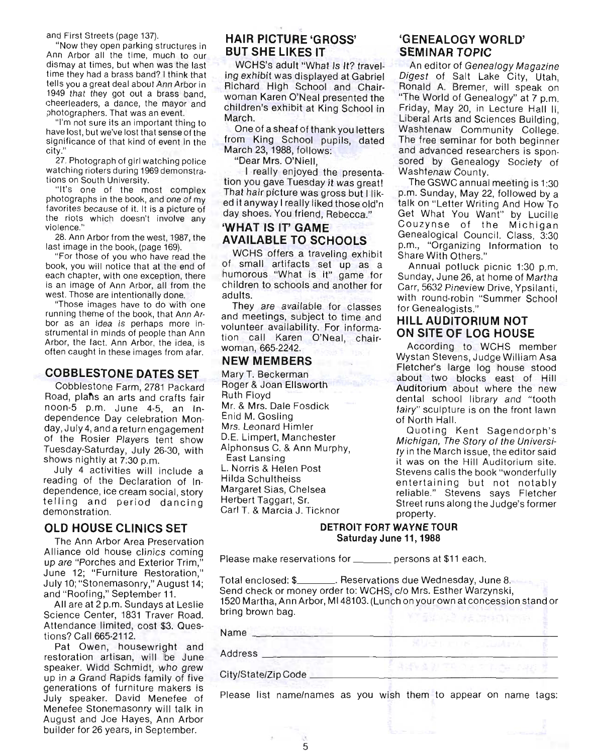and First Streets (page 137).

"Now they open parking structures in Ann Arbor all the time, much to our dismay at times, but when was the last time they had a brass band? I think that tells you a great deal about Ann Arbor in 1949 that they got out a brass band, cheerleaders, a dance, the mayor and photographers. That was an event.

"I'm not sure its an important thing to have lost, but we've lost that sense of the significance of that kind of event in the city."

27. Photograph of girl watching police watching rioters during 1969 demonstrations on South University.

"It's one of the most complex photographs in the book, and one of my favorites because of it. It is a picture of the riots which doesn't involve any violence."

28. Ann Arbor from the west, 1987, the last image in the book, (page 169).

"For those of you who have read the book, you will notice that at the end of each chapter, with one exception, there is an image of Ann Arbor, all from the west. Those are intentionally done.

"Those images have to do with one running theme of the book, that Ann Arbor as an idea is perhaps more instrumental in minds of people than Ann Arbor, the fact. Ann Arbor, the idea, is often caught in these images from afar.

## COBBLESTONE DATES SET

Cobblestone Farm, 2781 Packard Road, plans an arts and crafts fair noon-5 p.m. June 4-5, an Independence Day celebration Monday, July 4, and a return engagement of the Rosier Players tent show Tuesday-Saturday, July 26-30, with shows nightly at 7:30 p.m.

July 4 activities will include a reading of the Declaration of Independence, ice cream social, story telling and period dancing demonstration.

## OLD HOUSE CLINICS SET

The Ann Arbor Area Preservation Alliance old house clinics coming up are "Porches and Exterior Trim," June 12; "Furniture Restoration," July 10; "Stonemasonry," August 14; and "Roofing," September 11.

All are at 2 p.m. Sundays at Leslie Science Center, 1831 Traver Road. Attendance limited, cost $3. Questions? Call 665-2112.

Pat Owen, housewright and restoration artisan, will be June speaker. Widd Schmidt, who grew up in a Grand Rapids family of five generations of furniture makers is July speaker. David Menefee of Menefee Stonemasonry will talk in August and Joe Hayes, Ann Arbor builder for 26 years, in September.

## HAIR PICTURE 'GROSS' BUT SHE LIKES IT

WCHS's adult "What Is It? traveling exhibit was displayed at Gabriel Richard High School and Chairwoman Karen O'Neal presented the children's exhibit at King School in March.

One of a sheaf of thank you letters from King School pupils, dated March 23, 1988, follows:

"Dear Mrs. O'Niell,

I really enjoyed the presentation you gave Tuesday it was great! That hair picture was gross but I liked it anyway I really liked those old'n day shoes. You friend, Rebecca."

## 'WHAT IS IT' GAME AVAILABLE TO SCHOOLS

WCHS offers a traveling exhibit of small artifacts set up as a humorous "What is it" game for children to schools and another for adults.

They are available for classes and meetings, subject to time and volunteer availability. For information call Karen O'Neal, chairwoman, 665-2242.

## NEW MEMBERS

Mary T. Beckerman
Roger & Joan Ellsworth
Ruth Floyd
Mr. & Mrs. Dale Fosdick
Enid M. Gosling
Mrs. Leonard Himler
D.E. Limpert, Manchester
Alphonsus C. & Ann Murphy, East Lansing
L. Norris & Helen Post
Hilda Schultheiss
Margaret Sias, Chelsea
Herbert Taggart, Sr.
Carl T. & Marcia J. Ticknor

## 'GENEALOGY WORLD' SEMINAR TOPIC

An editor of *Genealogy Magazine Digest* of Salt Lake City, Utah, Ronald A. Bremer, will speak on "The World of Genealogy" at 7 p.m. Friday, May 20, in Lecture Hall II, Liberal Arts and Sciences Building, Washtenaw Community College. The free seminar for both beginner and advanced researchers is sponsored by Genealogy Society of Washtenaw County.

The GSWC annual meeting is 1:30 p.m. Sunday, May 22, followed by a talk on "Letter Writing And How To Get What You Want" by Lucille Couzynse of the Michigan Genealogical Council. Class, 3:30 p.m., "Organizing Information to Share With Others."

Annual potluck picnic 1:30 p.m. Sunday, June 26, at home of Martha Carr, 5632 Pineview Drive, Ypsilanti, with round-robin "Summer School for Genealogists."

## HILL AUDITORIUM NOT ON SITE OF LOG HOUSE

According to WCHS member Wystan Stevens, Judge William Asa Fletcher's large log house stood about two blocks east of Hill Auditorium about where the new dental school library and "tooth fairy" sculpture is on the front lawn of North Hall.

Quoting Kent Sagendorph's *Michigan, The Story of the University* in the March issue, the editor said it was on the Hill Auditorium site. Stevens calls the book "wonderfully entertaining but not notably reliable." Stevens says Fletcher Street runs along the Judge's former property.

**DETROIT FORT WAYNE TOUR**
**Saturday June 11, 1988**

Please make reservations for _______ persons at $11 each.

Total enclosed: $_______. Reservations due Wednesday, June 8.
Send check or money order to: WCHS, c/o Mrs. Esther Warzynski, 1520 Martha, Ann Arbor, MI 48103. (Lunch on your own at concession stand or bring brown bag.

Name ____________________

Address ____________________

City/State/Zip Code ____________________

Please list name/names as you wish them to appear on name tags: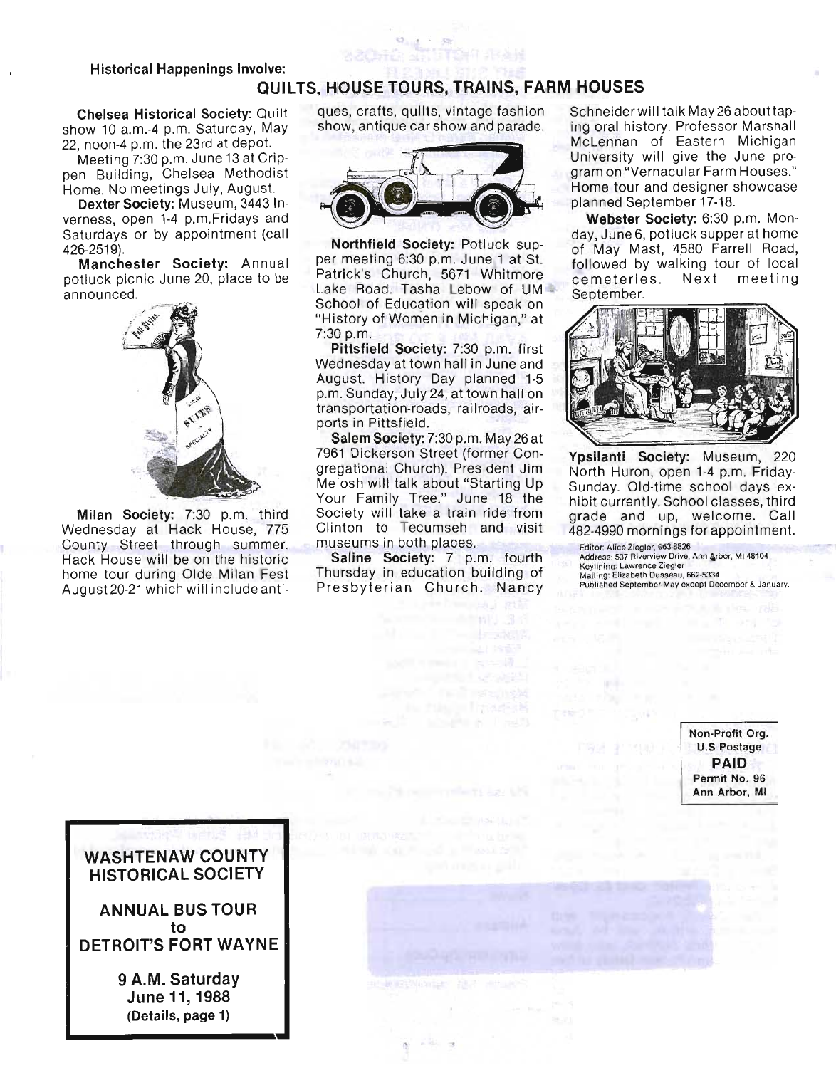Historical Happenings Involve:

## QUILTS, HOUSE TOURS, TRAINS, FARM HOUSES

**Chelsea Historical Society:** Quilt show 10 a.m.-4 p.m. Saturday, May 22, noon-4 p.m. the 23rd at depot.

Meeting 7:30 p.m. June 13 at Crippen Building, Chelsea Methodist Home. No meetings July, August.

**Dexter Society:** Museum, 3443 Inverness, open 1-4 p.m.Fridays and Saturdays or by appointment (call 426-2519).

**Manchester Society:** Annual potluck picnic June 20, place to be announced.

**Milan Society:** 7:30 p.m. third Wednesday at Hack House, 775 County Street through summer. Hack House will be on the historic home tour during Olde Milan Fest August 20-21 which will include antiques, crafts, quilts, vintage fashion show, antique car show and parade.

**Northfield Society:** Potluck supper meeting 6:30 p.m. June 1 at St. Patrick's Church, 5671 Whitmore Lake Road. Tasha Lebow of UM School of Education will speak on "History of Women in Michigan," at 7:30 p.m.

**Pittsfield Society:** 7:30 p.m. first Wednesday at town hall in June and August. History Day planned 1-5 p.m. Sunday, July 24, at town hall on transportation-roads, railroads, airports in Pittsfield.

**Salem Society:** 7:30 p.m. May 26 at 7961 Dickerson Street (former Congregational Church). President Jim Melosh will talk about "Starting Up Your Family Tree." June 18 the Society will take a train ride from Clinton to Tecumseh and visit museums in both places.

**Saline Society:** 7 p.m. fourth Thursday in education building of Presbyterian Church. Nancy Schneider will talk May 26 about tapping oral history. Professor Marshall McLennan of Eastern Michigan University will give the June program on "Vernacular Farm Houses." Home tour and designer showcase planned September 17-18.

**Webster Society:** 6:30 p.m. Monday, June 6, potluck supper at home of May Mast, 4580 Farrell Road, followed by walking tour of local cemeteries. Next meeting September.

**Ypsilanti Society:** Museum, 220 North Huron, open 1-4 p.m. Friday-Sunday. Old-time school days exhibit currently. School classes, third grade and up, welcome. Call 482-4990 mornings for appointment.

Editor: Alice Ziegler, 663-8826
Address: 537 Riverview Drive, Ann Arbor, MI 48104
Keylining: Lawrence Ziegler
Mailing: Elizabeth Dusseau, 662-5334
Published September-May except December & January.

Non-Profit Org.
U.S Postage
**PAID**
Permit No. 96
Ann Arbor, MI

**WASHTENAW COUNTY HISTORICAL SOCIETY**

**ANNUAL BUS TOUR to DETROIT'S FORT WAYNE**

**9 A.M. Saturday June 11, 1988**
**(Details, page 1)**